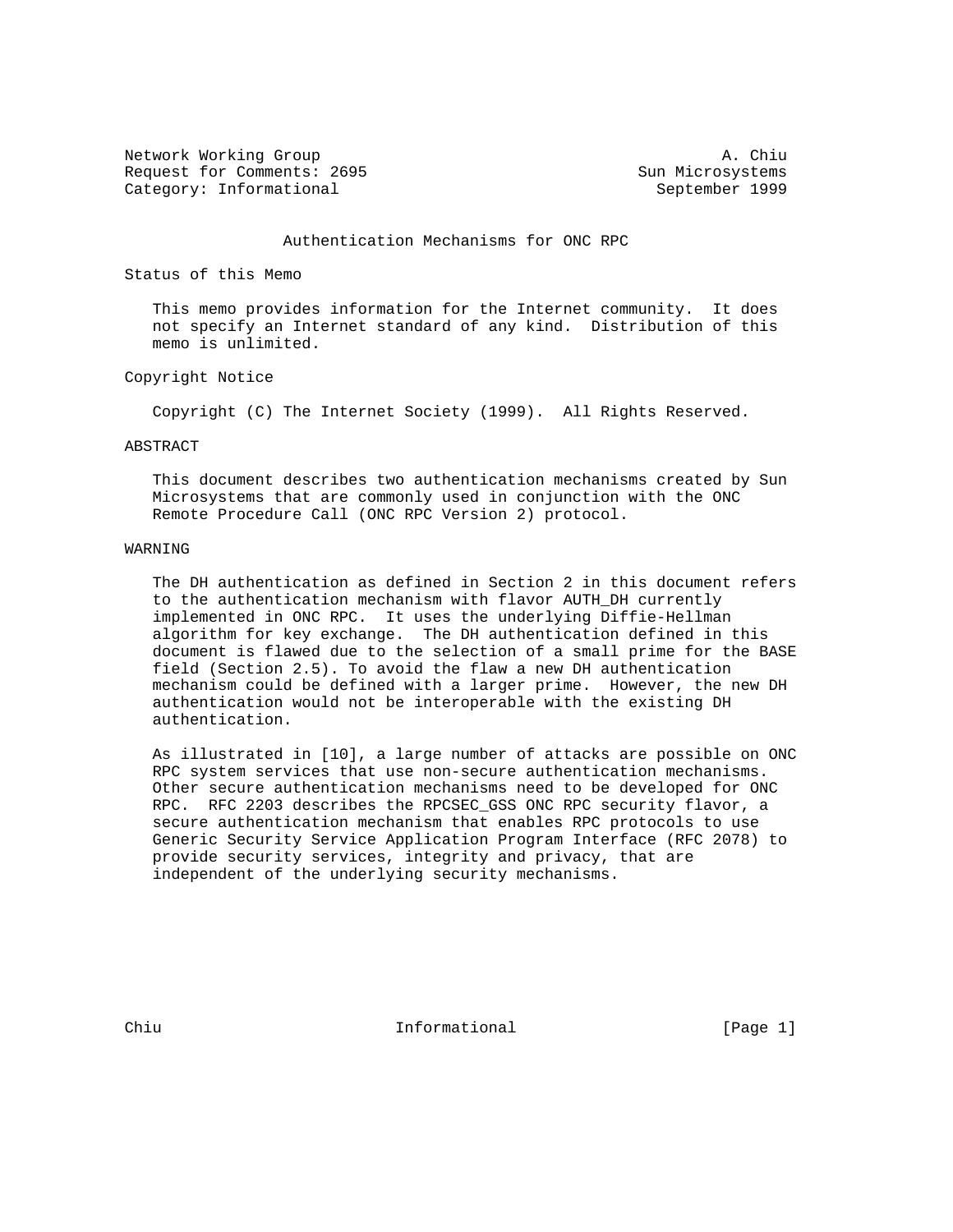Network Working Group A. Chiu
Request for Comments: 2695 Sun Microsystems
Category: Informational September 1999

# Authentication Mechanisms for ONC RPC

## Status of this Memo

This memo provides information for the Internet community. It does not specify an Internet standard of any kind. Distribution of this memo is unlimited.

## Copyright Notice

Copyright (C) The Internet Society (1999). All Rights Reserved.

## ABSTRACT

This document describes two authentication mechanisms created by Sun Microsystems that are commonly used in conjunction with the ONC Remote Procedure Call (ONC RPC Version 2) protocol.

## WARNING

The DH authentication as defined in Section 2 in this document refers to the authentication mechanism with flavor AUTH_DH currently implemented in ONC RPC. It uses the underlying Diffie-Hellman algorithm for key exchange. The DH authentication defined in this document is flawed due to the selection of a small prime for the BASE field (Section 2.5). To avoid the flaw a new DH authentication mechanism could be defined with a larger prime. However, the new DH authentication would not be interoperable with the existing DH authentication.

As illustrated in [10], a large number of attacks are possible on ONC RPC system services that use non-secure authentication mechanisms. Other secure authentication mechanisms need to be developed for ONC RPC. RFC 2203 describes the RPCSEC_GSS ONC RPC security flavor, a secure authentication mechanism that enables RPC protocols to use Generic Security Service Application Program Interface (RFC 2078) to provide security services, integrity and privacy, that are independent of the underlying security mechanisms.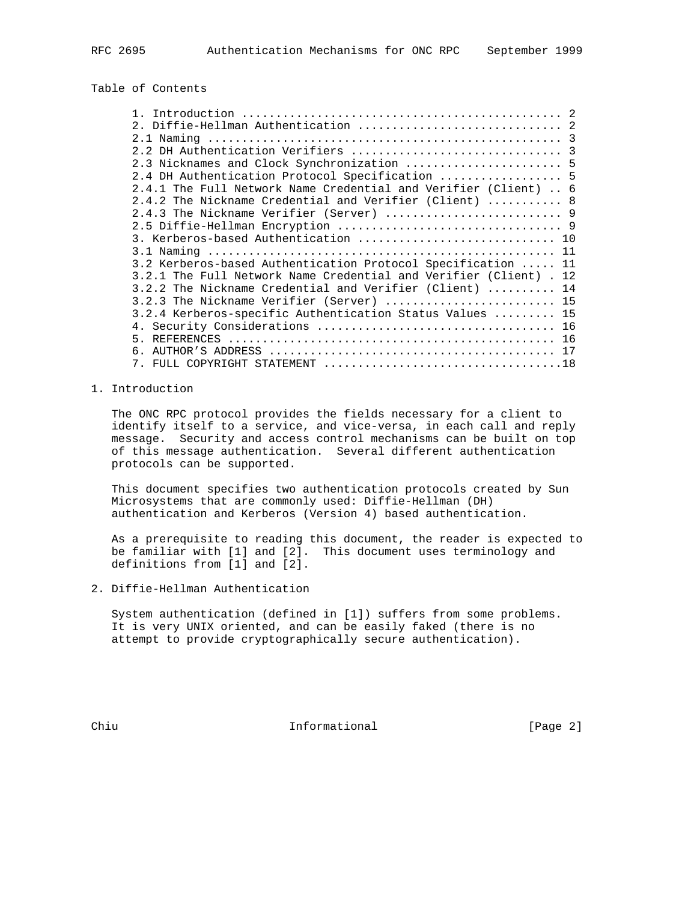Table of Contents

```
1. Introduction ............................................... 2
2. Diffie-Hellman Authentication .............................. 2
2.1 Naming .................................................... 3
2.2 DH Authentication Verifiers ............................... 3
2.3 Nicknames and Clock Synchronization ....................... 5
2.4 DH Authentication Protocol Specification .................. 5
2.4.1 The Full Network Name Credential and Verifier (Client) .. 6
2.4.2 The Nickname Credential and Verifier (Client) ........... 8
2.4.3 The Nickname Verifier (Server) .......................... 9
2.5 Diffie-Hellman Encryption ................................. 9
3. Kerberos-based Authentication ............................. 10
3.1 Naming ................................................... 11
3.2 Kerberos-based Authentication Protocol Specification ..... 11
3.2.1 The Full Network Name Credential and Verifier (Client) . 12
3.2.2 The Nickname Credential and Verifier (Client) .......... 14
3.2.3 The Nickname Verifier (Server) ......................... 15
3.2.4 Kerberos-specific Authentication Status Values ......... 15
4. Security Considerations ................................... 16
5. REFERENCES ................................................ 16
6. AUTHOR'S ADDRESS .......................................... 17
7. FULL COPYRIGHT STATEMENT ...................................18
```

## 1. Introduction

The ONC RPC protocol provides the fields necessary for a client to identify itself to a service, and vice-versa, in each call and reply message. Security and access control mechanisms can be built on top of this message authentication. Several different authentication protocols can be supported.

This document specifies two authentication protocols created by Sun Microsystems that are commonly used: Diffie-Hellman (DH) authentication and Kerberos (Version 4) based authentication.

As a prerequisite to reading this document, the reader is expected to be familiar with [1] and [2]. This document uses terminology and definitions from [1] and [2].

## 2. Diffie-Hellman Authentication

System authentication (defined in [1]) suffers from some problems. It is very UNIX oriented, and can be easily faked (there is no attempt to provide cryptographically secure authentication).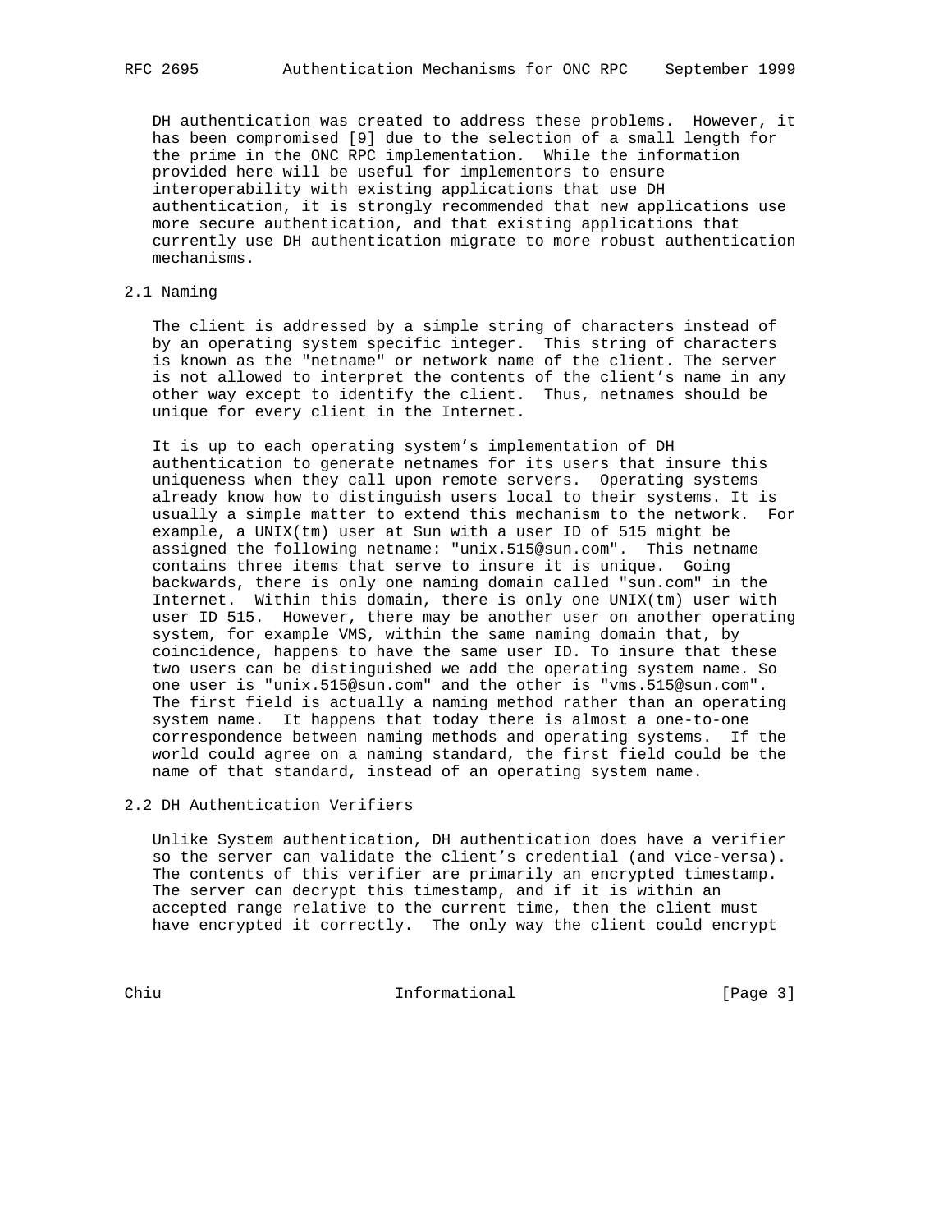DH authentication was created to address these problems. However, it has been compromised [9] due to the selection of a small length for the prime in the ONC RPC implementation. While the information provided here will be useful for implementors to ensure interoperability with existing applications that use DH authentication, it is strongly recommended that new applications use more secure authentication, and that existing applications that currently use DH authentication migrate to more robust authentication mechanisms.

## 2.1 Naming

The client is addressed by a simple string of characters instead of by an operating system specific integer. This string of characters is known as the "netname" or network name of the client. The server is not allowed to interpret the contents of the client's name in any other way except to identify the client. Thus, netnames should be unique for every client in the Internet.

It is up to each operating system's implementation of DH authentication to generate netnames for its users that insure this uniqueness when they call upon remote servers. Operating systems already know how to distinguish users local to their systems. It is usually a simple matter to extend this mechanism to the network. For example, a UNIX(tm) user at Sun with a user ID of 515 might be assigned the following netname: "unix.515@sun.com". This netname contains three items that serve to insure it is unique. Going backwards, there is only one naming domain called "sun.com" in the Internet. Within this domain, there is only one UNIX(tm) user with user ID 515. However, there may be another user on another operating system, for example VMS, within the same naming domain that, by coincidence, happens to have the same user ID. To insure that these two users can be distinguished we add the operating system name. So one user is "unix.515@sun.com" and the other is "vms.515@sun.com". The first field is actually a naming method rather than an operating system name. It happens that today there is almost a one-to-one correspondence between naming methods and operating systems. If the world could agree on a naming standard, the first field could be the name of that standard, instead of an operating system name.

## 2.2 DH Authentication Verifiers

Unlike System authentication, DH authentication does have a verifier so the server can validate the client's credential (and vice-versa). The contents of this verifier are primarily an encrypted timestamp. The server can decrypt this timestamp, and if it is within an accepted range relative to the current time, then the client must have encrypted it correctly. The only way the client could encrypt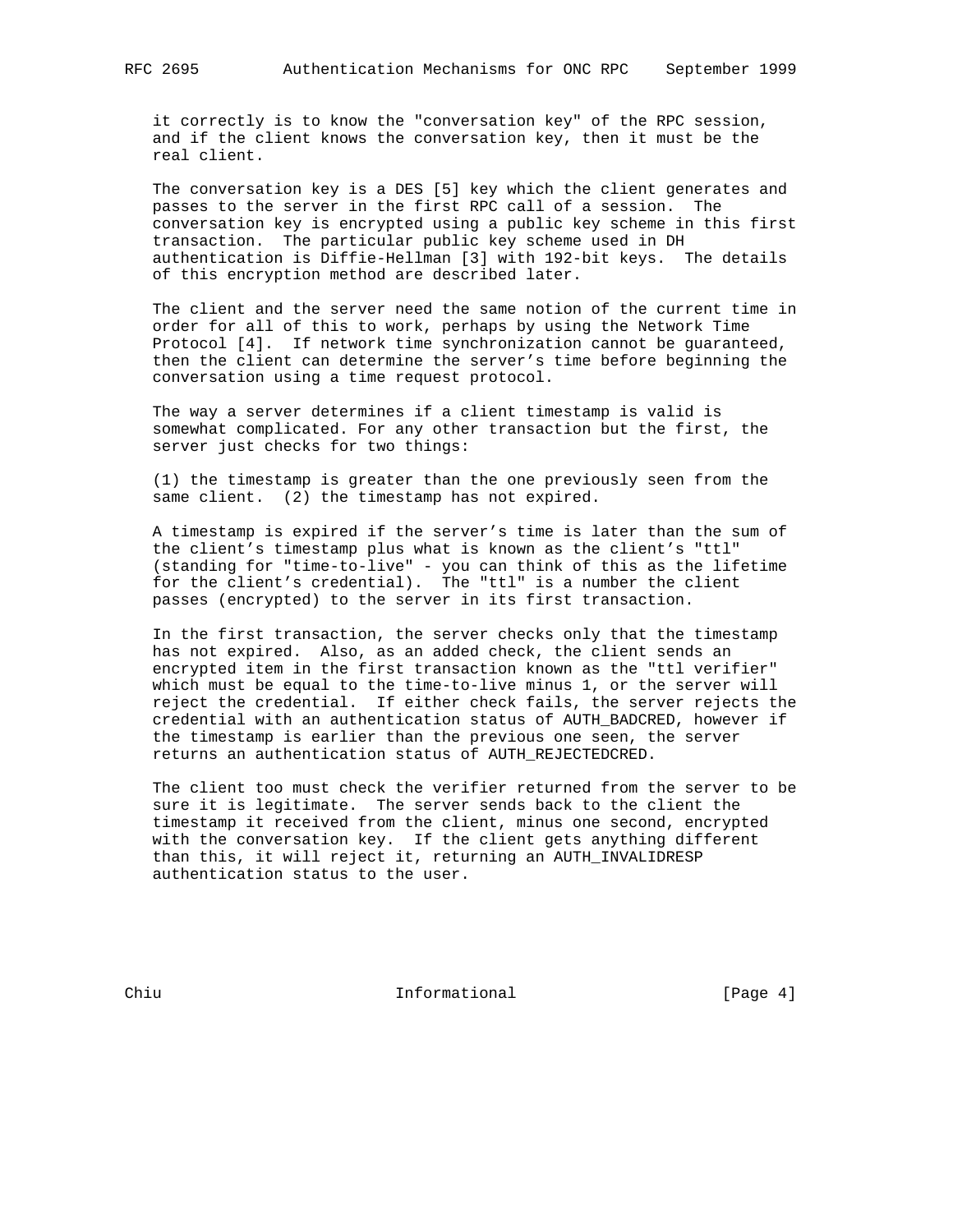it correctly is to know the "conversation key" of the RPC session, and if the client knows the conversation key, then it must be the real client.

The conversation key is a DES [5] key which the client generates and passes to the server in the first RPC call of a session. The conversation key is encrypted using a public key scheme in this first transaction. The particular public key scheme used in DH authentication is Diffie-Hellman [3] with 192-bit keys. The details of this encryption method are described later.

The client and the server need the same notion of the current time in order for all of this to work, perhaps by using the Network Time Protocol [4]. If network time synchronization cannot be guaranteed, then the client can determine the server's time before beginning the conversation using a time request protocol.

The way a server determines if a client timestamp is valid is somewhat complicated. For any other transaction but the first, the server just checks for two things:

(1) the timestamp is greater than the one previously seen from the same client. (2) the timestamp has not expired.

A timestamp is expired if the server's time is later than the sum of the client's timestamp plus what is known as the client's "ttl" (standing for "time-to-live" - you can think of this as the lifetime for the client's credential). The "ttl" is a number the client passes (encrypted) to the server in its first transaction.

In the first transaction, the server checks only that the timestamp has not expired. Also, as an added check, the client sends an encrypted item in the first transaction known as the "ttl verifier" which must be equal to the time-to-live minus 1, or the server will reject the credential. If either check fails, the server rejects the credential with an authentication status of AUTH_BADCRED, however if the timestamp is earlier than the previous one seen, the server returns an authentication status of AUTH_REJECTEDCRED.

The client too must check the verifier returned from the server to be sure it is legitimate. The server sends back to the client the timestamp it received from the client, minus one second, encrypted with the conversation key. If the client gets anything different than this, it will reject it, returning an AUTH_INVALIDRESP authentication status to the user.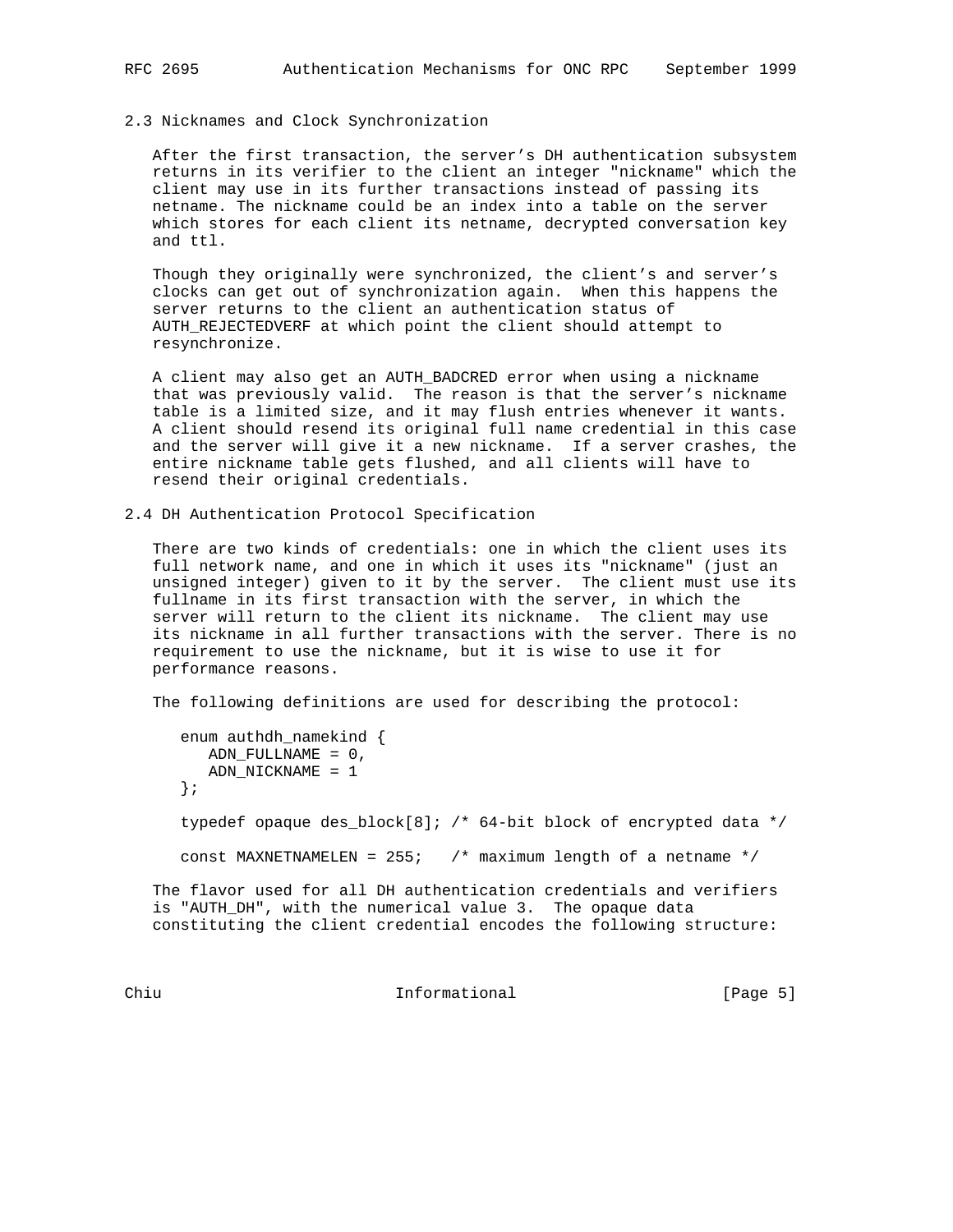## 2.3 Nicknames and Clock Synchronization

After the first transaction, the server's DH authentication subsystem returns in its verifier to the client an integer "nickname" which the client may use in its further transactions instead of passing its netname. The nickname could be an index into a table on the server which stores for each client its netname, decrypted conversation key and ttl.

Though they originally were synchronized, the client's and server's clocks can get out of synchronization again. When this happens the server returns to the client an authentication status of AUTH_REJECTEDVERF at which point the client should attempt to resynchronize.

A client may also get an AUTH_BADCRED error when using a nickname that was previously valid. The reason is that the server's nickname table is a limited size, and it may flush entries whenever it wants. A client should resend its original full name credential in this case and the server will give it a new nickname. If a server crashes, the entire nickname table gets flushed, and all clients will have to resend their original credentials.

## 2.4 DH Authentication Protocol Specification

There are two kinds of credentials: one in which the client uses its full network name, and one in which it uses its "nickname" (just an unsigned integer) given to it by the server. The client must use its fullname in its first transaction with the server, in which the server will return to the client its nickname. The client may use its nickname in all further transactions with the server. There is no requirement to use the nickname, but it is wise to use it for performance reasons.

The following definitions are used for describing the protocol:

```
   enum authdh_namekind {
      ADN_FULLNAME = 0,
      ADN_NICKNAME = 1
   };

   typedef opaque des_block[8]; /* 64-bit block of encrypted data */

   const MAXNETNAMELEN = 255;   /* maximum length of a netname */
```

The flavor used for all DH authentication credentials and verifiers is "AUTH_DH", with the numerical value 3. The opaque data constituting the client credential encodes the following structure: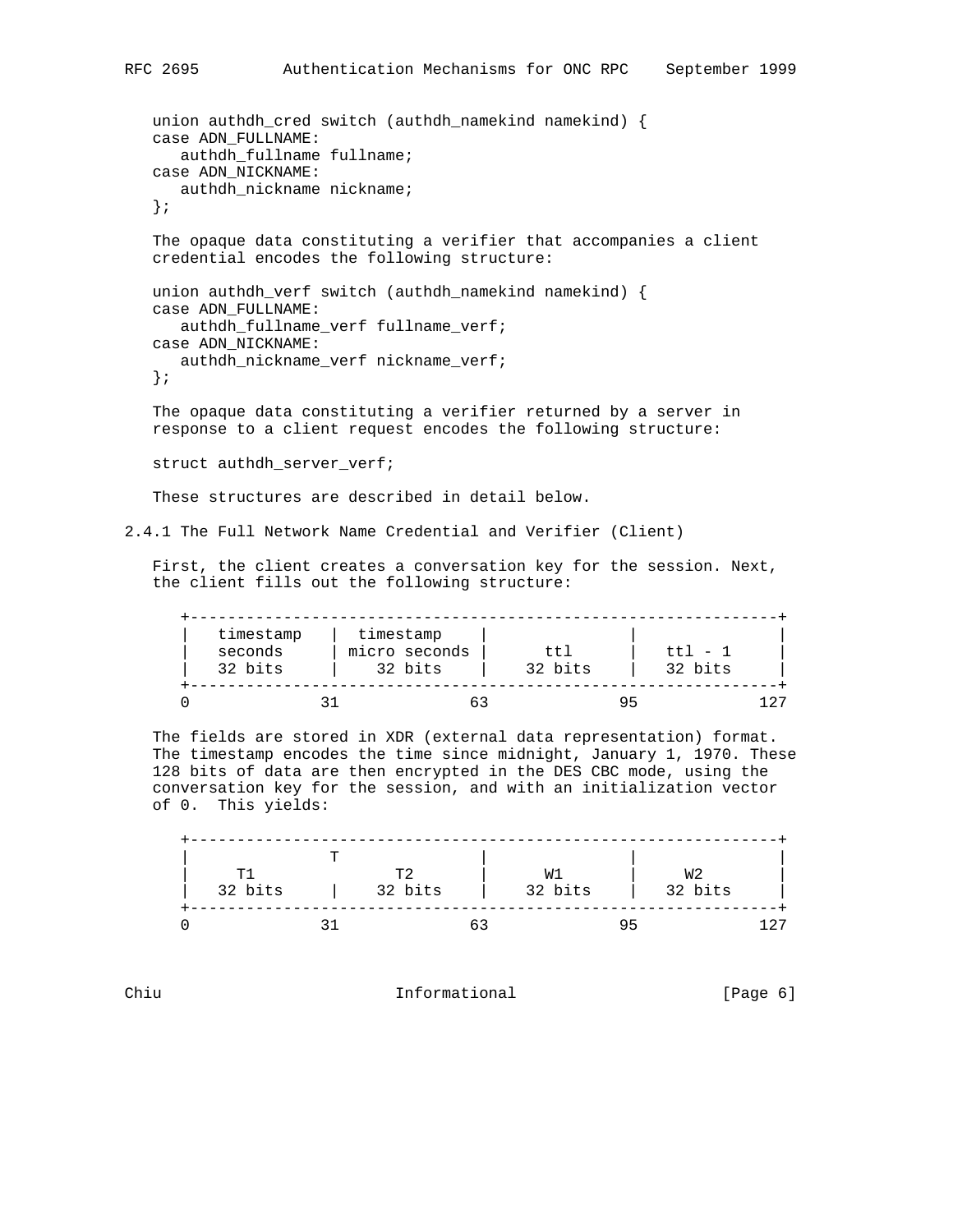```
union authdh_cred switch (authdh_namekind namekind) {
case ADN_FULLNAME:
   authdh_fullname fullname;
case ADN_NICKNAME:
   authdh_nickname nickname;
};
```

The opaque data constituting a verifier that accompanies a client credential encodes the following structure:

```
union authdh_verf switch (authdh_namekind namekind) {
case ADN_FULLNAME:
   authdh_fullname_verf fullname_verf;
case ADN_NICKNAME:
   authdh_nickname_verf nickname_verf;
};
```

The opaque data constituting a verifier returned by a server in response to a client request encodes the following structure:

```
struct authdh_server_verf;
```

These structures are described in detail below.

### 2.4.1 The Full Network Name Credential and Verifier (Client)

First, the client creates a conversation key for the session. Next, the client fills out the following structure:

```
+---------------------------------------------------------------+
|   timestamp   |  timestamp    |               |               |
|   seconds     | micro seconds |      ttl      |   ttl - 1     |
|   32 bits     |    32 bits    |    32 bits    |   32 bits     |
+---------------------------------------------------------------+
0              31              63              95             127
```

The fields are stored in XDR (external data representation) format. The timestamp encodes the time since midnight, January 1, 1970. These 128 bits of data are then encrypted in the DES CBC mode, using the conversation key for the session, and with an initialization vector of 0. This yields:

```
+---------------------------------------------------------------+
|               T               |               |               |
|     T1               T2       |      W1       |     W2        |
|   32 bits     |    32 bits    |    32 bits    |   32 bits     |
+---------------------------------------------------------------+
0              31              63              95             127
```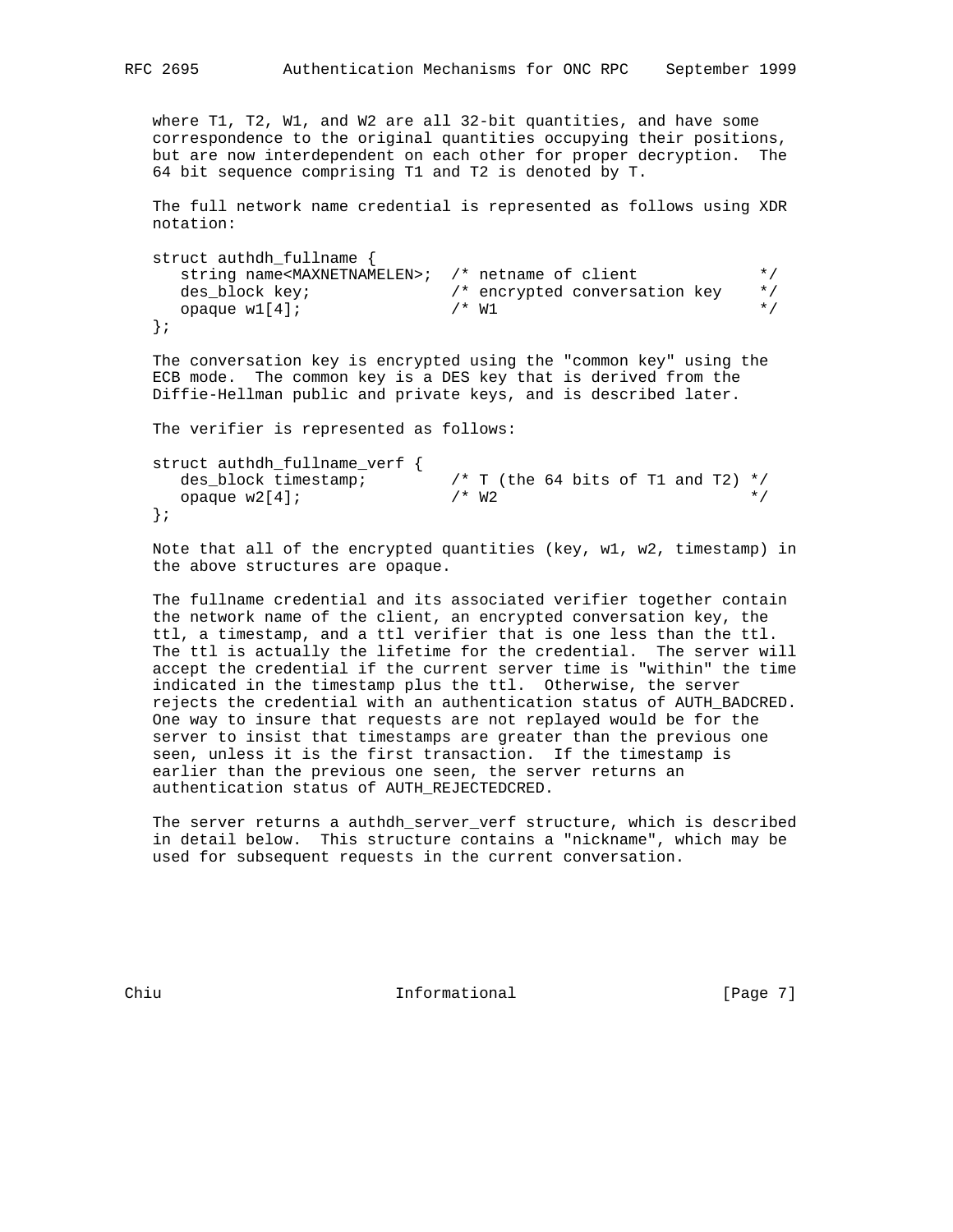where T1, T2, W1, and W2 are all 32-bit quantities, and have some correspondence to the original quantities occupying their positions, but are now interdependent on each other for proper decryption. The 64 bit sequence comprising T1 and T2 is denoted by T.

The full network name credential is represented as follows using XDR notation:

```
struct authdh_fullname {
   string name<MAXNETNAMELEN>;  /* netname of client             */
   des_block key;               /* encrypted conversation key    */
   opaque w1[4];                /* W1                            */
};
```

The conversation key is encrypted using the "common key" using the ECB mode. The common key is a DES key that is derived from the Diffie-Hellman public and private keys, and is described later.

The verifier is represented as follows:

```
struct authdh_fullname_verf {
   des_block timestamp;         /* T (the 64 bits of T1 and T2) */
   opaque w2[4];                /* W2                           */
};
```

Note that all of the encrypted quantities (key, w1, w2, timestamp) in the above structures are opaque.

The fullname credential and its associated verifier together contain the network name of the client, an encrypted conversation key, the ttl, a timestamp, and a ttl verifier that is one less than the ttl. The ttl is actually the lifetime for the credential. The server will accept the credential if the current server time is "within" the time indicated in the timestamp plus the ttl. Otherwise, the server rejects the credential with an authentication status of AUTH_BADCRED. One way to insure that requests are not replayed would be for the server to insist that timestamps are greater than the previous one seen, unless it is the first transaction. If the timestamp is earlier than the previous one seen, the server returns an authentication status of AUTH_REJECTEDCRED.

The server returns a authdh_server_verf structure, which is described in detail below. This structure contains a "nickname", which may be used for subsequent requests in the current conversation.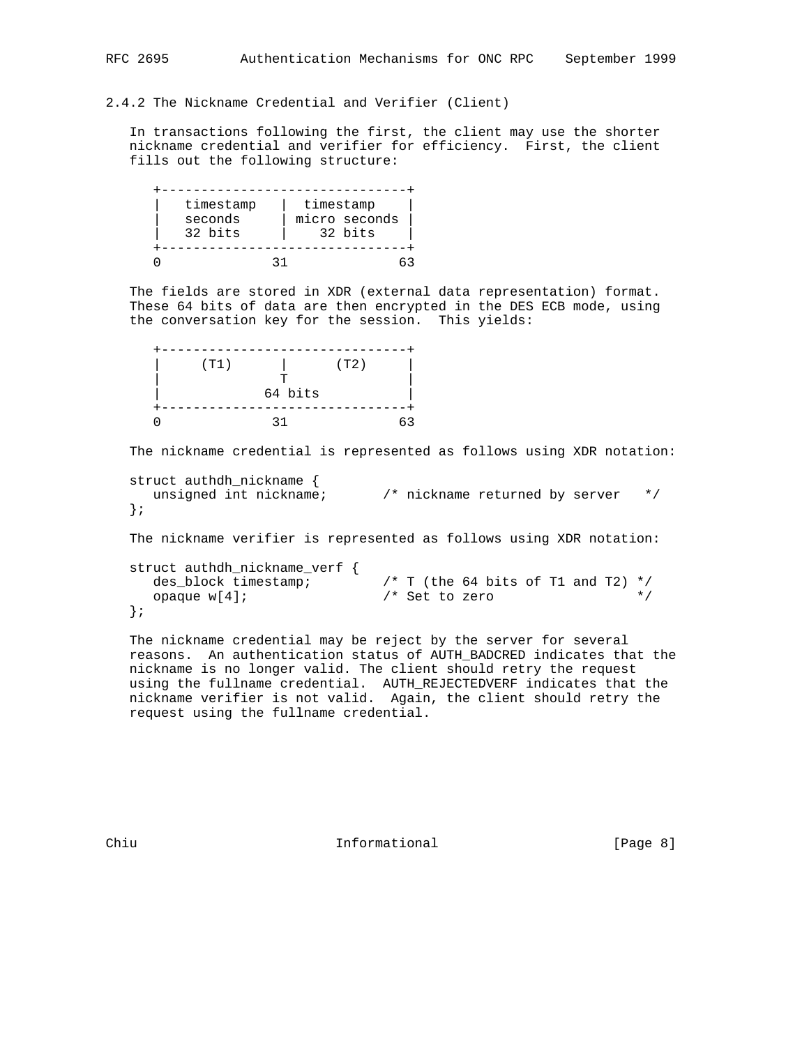### 2.4.2 The Nickname Credential and Verifier (Client)

In transactions following the first, the client may use the shorter nickname credential and verifier for efficiency. First, the client fills out the following structure:

```
+-------------------------------+
|   timestamp   |  timestamp    |
|   seconds     | micro seconds |
|   32 bits     |    32 bits    |
+-------------------------------+
0              31              63
```

The fields are stored in XDR (external data representation) format. These 64 bits of data are then encrypted in the DES ECB mode, using the conversation key for the session. This yields:

```
+-------------------------------+
|     (T1)      |      (T2)     |
|               T               |
|             64 bits           |
+-------------------------------+
0              31              63
```

The nickname credential is represented as follows using XDR notation:

```
struct authdh_nickname {
   unsigned int nickname;       /* nickname returned by server   */
};
```

The nickname verifier is represented as follows using XDR notation:

```
struct authdh_nickname_verf {
   des_block timestamp;         /* T (the 64 bits of T1 and T2) */
   opaque w[4];                 /* Set to zero                  */
};
```

The nickname credential may be reject by the server for several reasons. An authentication status of AUTH_BADCRED indicates that the nickname is no longer valid. The client should retry the request using the fullname credential. AUTH_REJECTEDVERF indicates that the nickname verifier is not valid. Again, the client should retry the request using the fullname credential.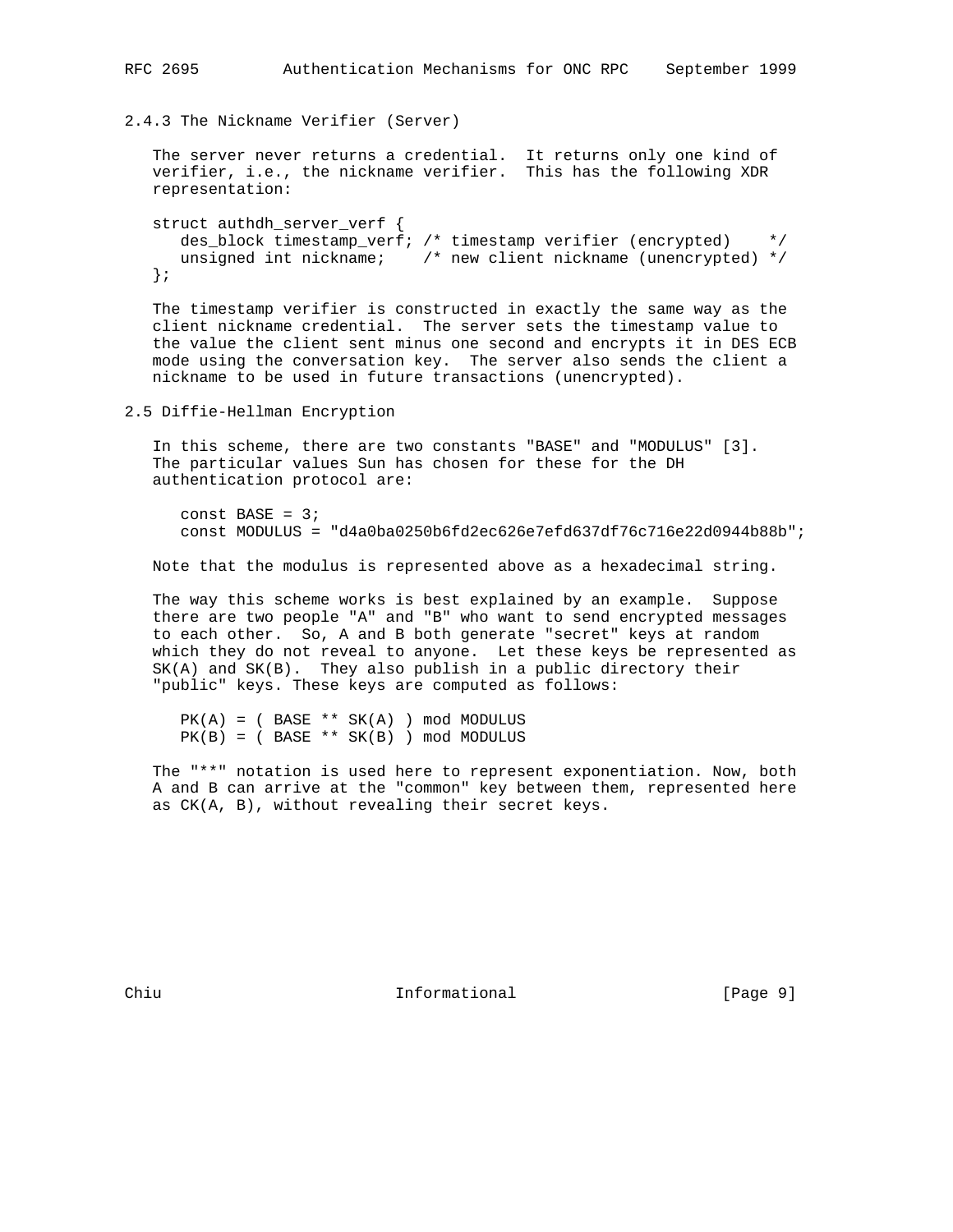### 2.4.3 The Nickname Verifier (Server)

The server never returns a credential. It returns only one kind of verifier, i.e., the nickname verifier. This has the following XDR representation:

```
struct authdh_server_verf {
   des_block timestamp_verf; /* timestamp verifier (encrypted)    */
   unsigned int nickname;    /* new client nickname (unencrypted) */
};
```

The timestamp verifier is constructed in exactly the same way as the client nickname credential. The server sets the timestamp value to the value the client sent minus one second and encrypts it in DES ECB mode using the conversation key. The server also sends the client a nickname to be used in future transactions (unencrypted).

## 2.5 Diffie-Hellman Encryption

In this scheme, there are two constants "BASE" and "MODULUS" [3]. The particular values Sun has chosen for these for the DH authentication protocol are:

```
const BASE = 3;
const MODULUS = "d4a0ba0250b6fd2ec626e7efd637df76c716e22d0944b88b";
```

Note that the modulus is represented above as a hexadecimal string.

The way this scheme works is best explained by an example. Suppose there are two people "A" and "B" who want to send encrypted messages to each other. So, A and B both generate "secret" keys at random which they do not reveal to anyone. Let these keys be represented as SK(A) and SK(B). They also publish in a public directory their "public" keys. These keys are computed as follows:

```
PK(A) = ( BASE ** SK(A) ) mod MODULUS
PK(B) = ( BASE ** SK(B) ) mod MODULUS
```

The "**" notation is used here to represent exponentiation. Now, both A and B can arrive at the "common" key between them, represented here as CK(A, B), without revealing their secret keys.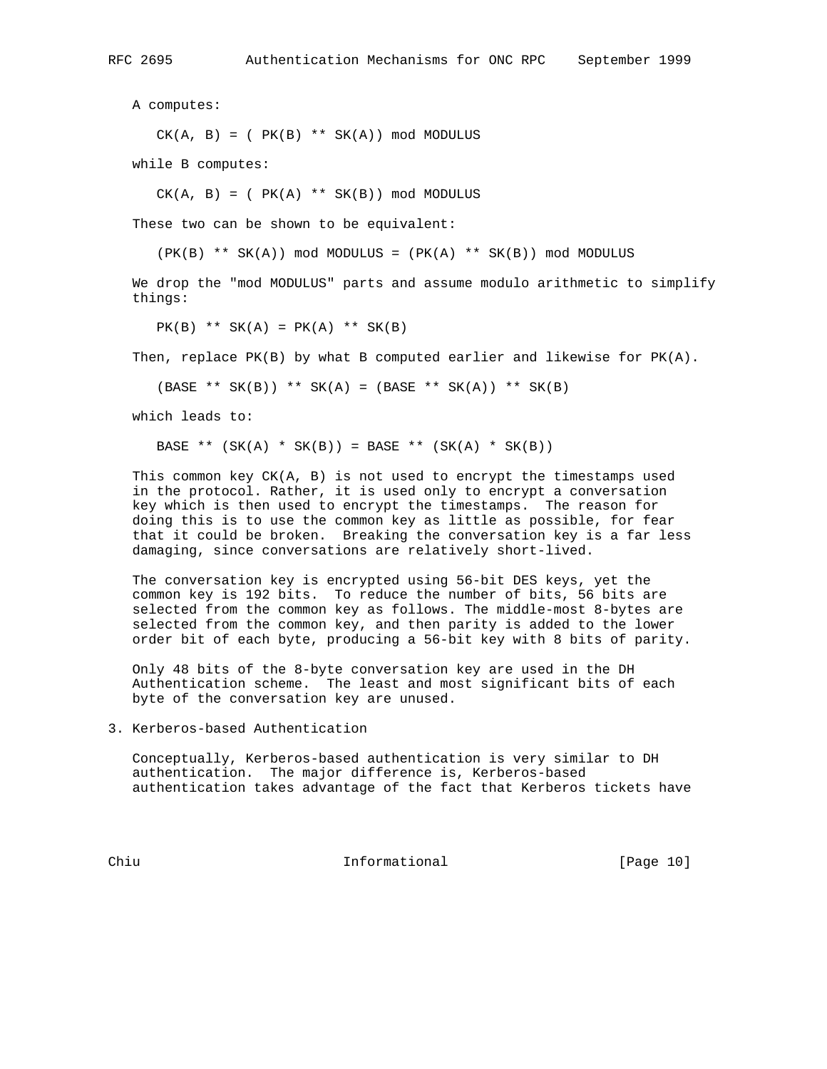A computes:

```
CK(A, B) = ( PK(B) ** SK(A)) mod MODULUS
```

while B computes:

```
CK(A, B) = ( PK(A) ** SK(B)) mod MODULUS
```

These two can be shown to be equivalent:

```
(PK(B) ** SK(A)) mod MODULUS = (PK(A) ** SK(B)) mod MODULUS
```

We drop the "mod MODULUS" parts and assume modulo arithmetic to simplify things:

```
PK(B) ** SK(A) = PK(A) ** SK(B)
```

Then, replace PK(B) by what B computed earlier and likewise for PK(A).

```
(BASE ** SK(B)) ** SK(A) = (BASE ** SK(A)) ** SK(B)
```

which leads to:

```
BASE ** (SK(A) * SK(B)) = BASE ** (SK(A) * SK(B))
```

This common key CK(A, B) is not used to encrypt the timestamps used in the protocol. Rather, it is used only to encrypt a conversation key which is then used to encrypt the timestamps. The reason for doing this is to use the common key as little as possible, for fear that it could be broken. Breaking the conversation key is a far less damaging, since conversations are relatively short-lived.

The conversation key is encrypted using 56-bit DES keys, yet the common key is 192 bits. To reduce the number of bits, 56 bits are selected from the common key as follows. The middle-most 8-bytes are selected from the common key, and then parity is added to the lower order bit of each byte, producing a 56-bit key with 8 bits of parity.

Only 48 bits of the 8-byte conversation key are used in the DH Authentication scheme. The least and most significant bits of each byte of the conversation key are unused.

## 3. Kerberos-based Authentication

Conceptually, Kerberos-based authentication is very similar to DH authentication. The major difference is, Kerberos-based authentication takes advantage of the fact that Kerberos tickets have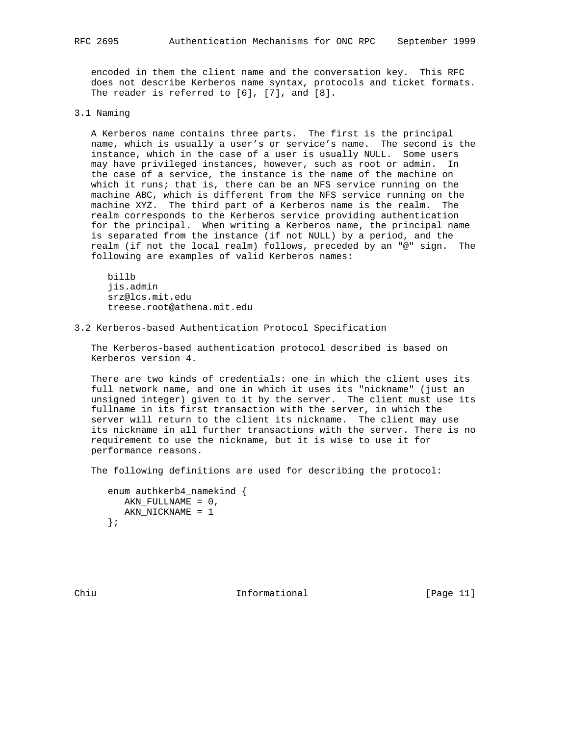encoded in them the client name and the conversation key. This RFC does not describe Kerberos name syntax, protocols and ticket formats. The reader is referred to [6], [7], and [8].

## 3.1 Naming

A Kerberos name contains three parts. The first is the principal name, which is usually a user's or service's name. The second is the instance, which in the case of a user is usually NULL. Some users may have privileged instances, however, such as root or admin. In the case of a service, the instance is the name of the machine on which it runs; that is, there can be an NFS service running on the machine ABC, which is different from the NFS service running on the machine XYZ. The third part of a Kerberos name is the realm. The realm corresponds to the Kerberos service providing authentication for the principal. When writing a Kerberos name, the principal name is separated from the instance (if not NULL) by a period, and the realm (if not the local realm) follows, preceded by an "@" sign. The following are examples of valid Kerberos names:

```
billb
jis.admin
srz@lcs.mit.edu
treese.root@athena.mit.edu
```

## 3.2 Kerberos-based Authentication Protocol Specification

The Kerberos-based authentication protocol described is based on Kerberos version 4.

There are two kinds of credentials: one in which the client uses its full network name, and one in which it uses its "nickname" (just an unsigned integer) given to it by the server. The client must use its fullname in its first transaction with the server, in which the server will return to the client its nickname. The client may use its nickname in all further transactions with the server. There is no requirement to use the nickname, but it is wise to use it for performance reasons.

The following definitions are used for describing the protocol:

```
enum authkerb4_namekind {
   AKN_FULLNAME = 0,
   AKN_NICKNAME = 1
};
```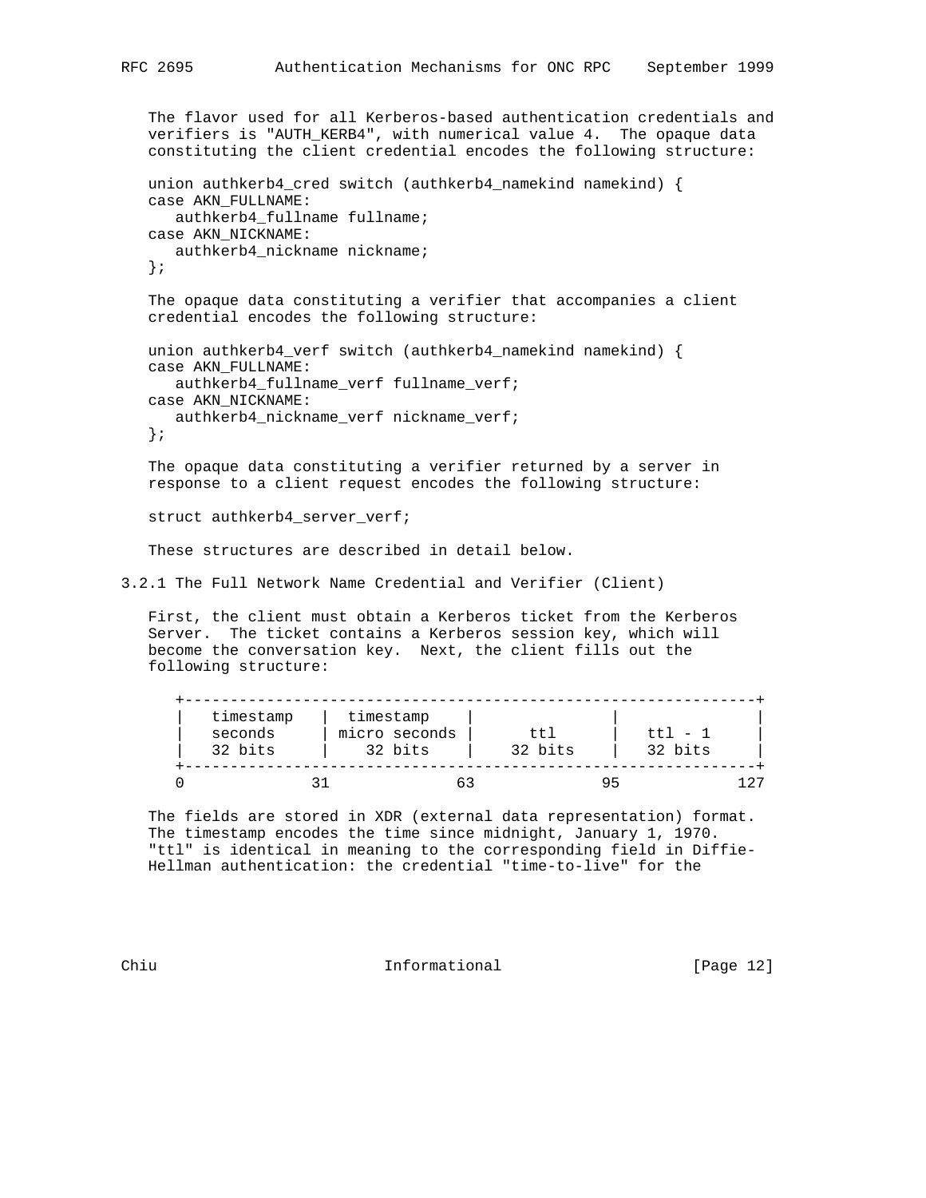The flavor used for all Kerberos-based authentication credentials and verifiers is "AUTH_KERB4", with numerical value 4. The opaque data constituting the client credential encodes the following structure:

```
union authkerb4_cred switch (authkerb4_namekind namekind) {
case AKN_FULLNAME:
   authkerb4_fullname fullname;
case AKN_NICKNAME:
   authkerb4_nickname nickname;
};
```

The opaque data constituting a verifier that accompanies a client credential encodes the following structure:

```
union authkerb4_verf switch (authkerb4_namekind namekind) {
case AKN_FULLNAME:
   authkerb4_fullname_verf fullname_verf;
case AKN_NICKNAME:
   authkerb4_nickname_verf nickname_verf;
};
```

The opaque data constituting a verifier returned by a server in response to a client request encodes the following structure:

```
struct authkerb4_server_verf;
```

These structures are described in detail below.

### 3.2.1 The Full Network Name Credential and Verifier (Client)

First, the client must obtain a Kerberos ticket from the Kerberos Server. The ticket contains a Kerberos session key, which will become the conversation key. Next, the client fills out the following structure:

```
+---------------------------------------------------------------+
|   timestamp   |  timestamp    |               |               |
|   seconds     | micro seconds |      ttl      |   ttl - 1     |
|   32 bits     |    32 bits    |    32 bits    |   32 bits     |
+---------------------------------------------------------------+
0              31              63              95            127
```

The fields are stored in XDR (external data representation) format. The timestamp encodes the time since midnight, January 1, 1970. "ttl" is identical in meaning to the corresponding field in Diffie-Hellman authentication: the credential "time-to-live" for the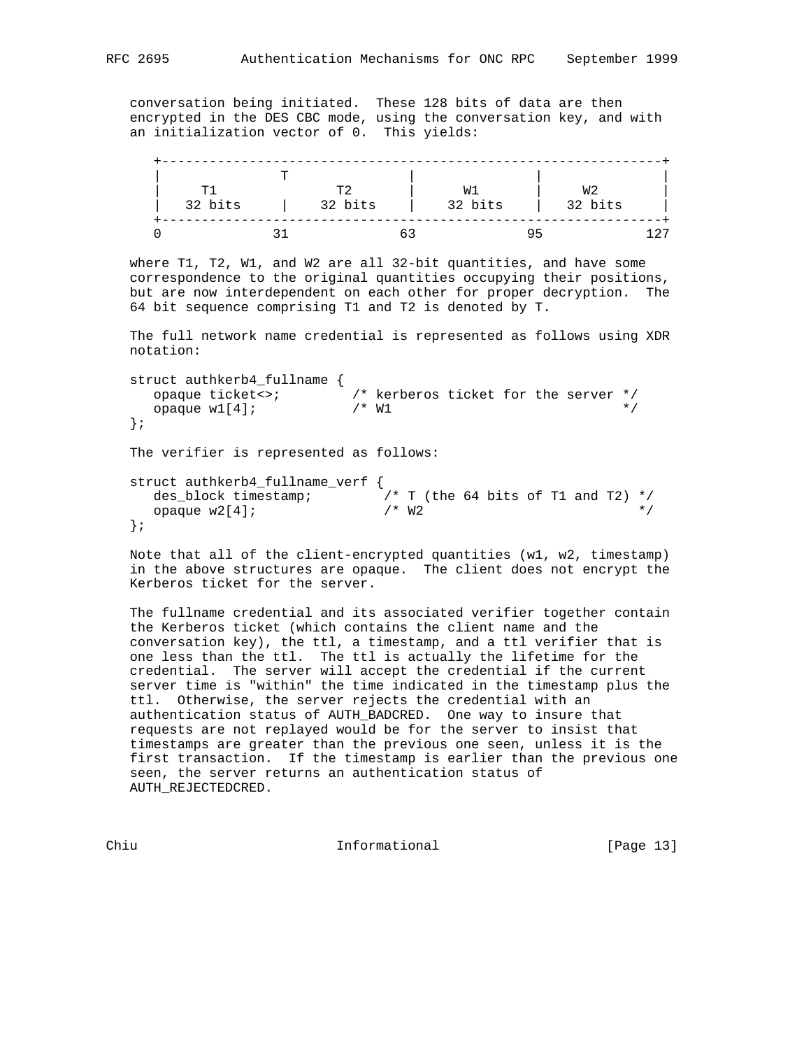conversation being initiated. These 128 bits of data are then encrypted in the DES CBC mode, using the conversation key, and with an initialization vector of 0. This yields:

```
+---------------------------------------------------------------+
|               T                 |              |              |
|     T1               T2         |      W1      |     W2       |
|   32 bits     |    32 bits      |   32 bits    |   32 bits    |
+---------------------------------------------------------------+
0              31                63             95            127
```

where T1, T2, W1, and W2 are all 32-bit quantities, and have some correspondence to the original quantities occupying their positions, but are now interdependent on each other for proper decryption. The 64 bit sequence comprising T1 and T2 is denoted by T.

The full network name credential is represented as follows using XDR notation:

```
struct authkerb4_fullname {
   opaque ticket<>;         /* kerberos ticket for the server */
   opaque w1[4];            /* W1                             */
};
```

The verifier is represented as follows:

```
struct authkerb4_fullname_verf {
   des_block timestamp;         /* T (the 64 bits of T1 and T2) */
   opaque w2[4];                /* W2                           */
};
```

Note that all of the client-encrypted quantities (w1, w2, timestamp) in the above structures are opaque. The client does not encrypt the Kerberos ticket for the server.

The fullname credential and its associated verifier together contain the Kerberos ticket (which contains the client name and the conversation key), the ttl, a timestamp, and a ttl verifier that is one less than the ttl. The ttl is actually the lifetime for the credential. The server will accept the credential if the current server time is "within" the time indicated in the timestamp plus the ttl. Otherwise, the server rejects the credential with an authentication status of AUTH_BADCRED. One way to insure that requests are not replayed would be for the server to insist that timestamps are greater than the previous one seen, unless it is the first transaction. If the timestamp is earlier than the previous one seen, the server returns an authentication status of AUTH_REJECTEDCRED.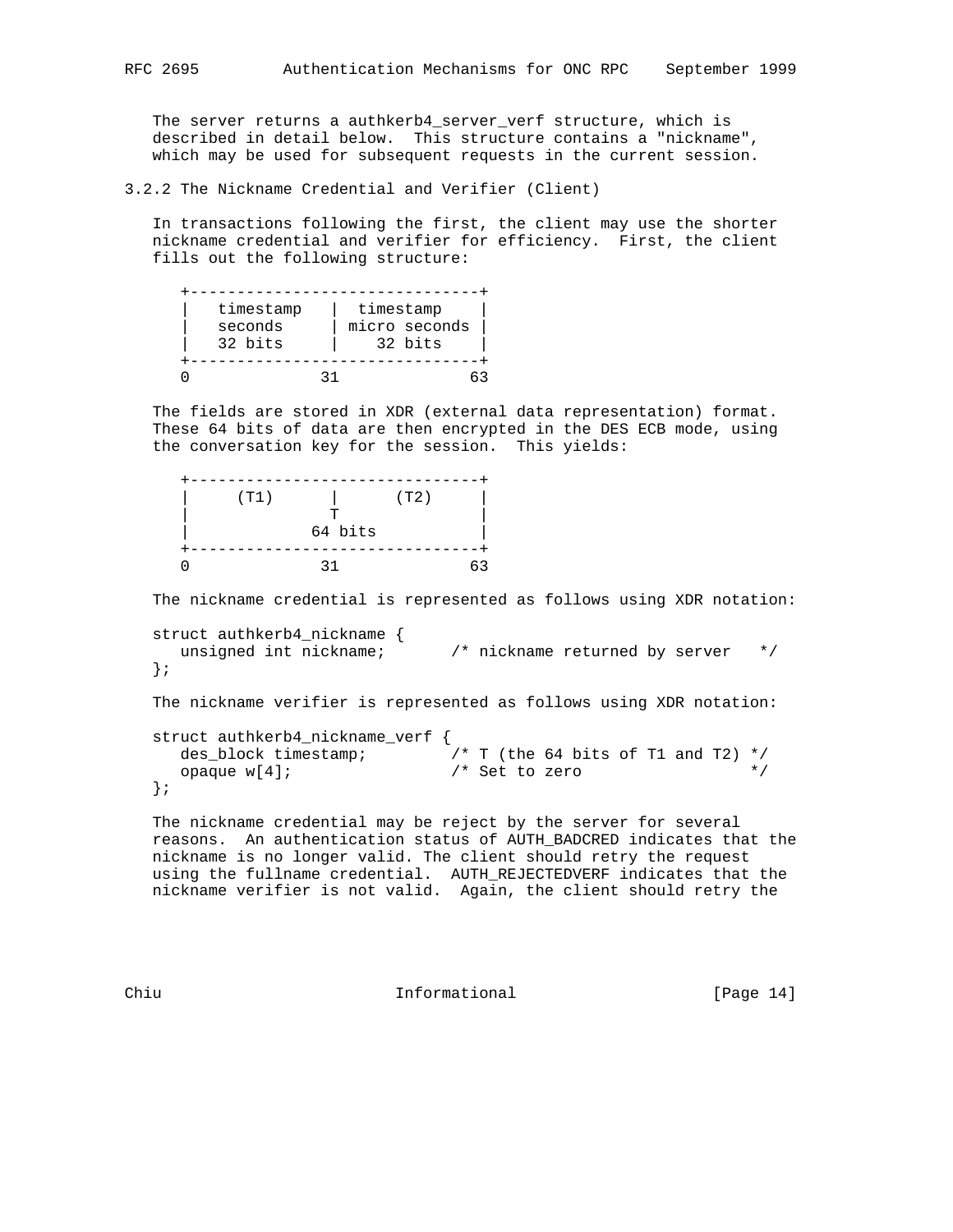The server returns a authkerb4_server_verf structure, which is described in detail below. This structure contains a "nickname", which may be used for subsequent requests in the current session.

### 3.2.2 The Nickname Credential and Verifier (Client)

In transactions following the first, the client may use the shorter nickname credential and verifier for efficiency. First, the client fills out the following structure:

```
+-------------------------------+
|   timestamp   |  timestamp    |
|   seconds     | micro seconds |
|   32 bits     |    32 bits    |
+-------------------------------+
0              31              63
```

The fields are stored in XDR (external data representation) format. These 64 bits of data are then encrypted in the DES ECB mode, using the conversation key for the session. This yields:

```
+-------------------------------+
|     (T1)      |      (T2)     |
|               T               |
|             64 bits           |
+-------------------------------+
0              31              63
```

The nickname credential is represented as follows using XDR notation:

```
struct authkerb4_nickname {
   unsigned int nickname;       /* nickname returned by server   */
};
```

The nickname verifier is represented as follows using XDR notation:

```
struct authkerb4_nickname_verf {
   des_block timestamp;         /* T (the 64 bits of T1 and T2) */
   opaque w[4];                 /* Set to zero                  */
};
```

The nickname credential may be reject by the server for several reasons. An authentication status of AUTH_BADCRED indicates that the nickname is no longer valid. The client should retry the request using the fullname credential. AUTH_REJECTEDVERF indicates that the nickname verifier is not valid. Again, the client should retry the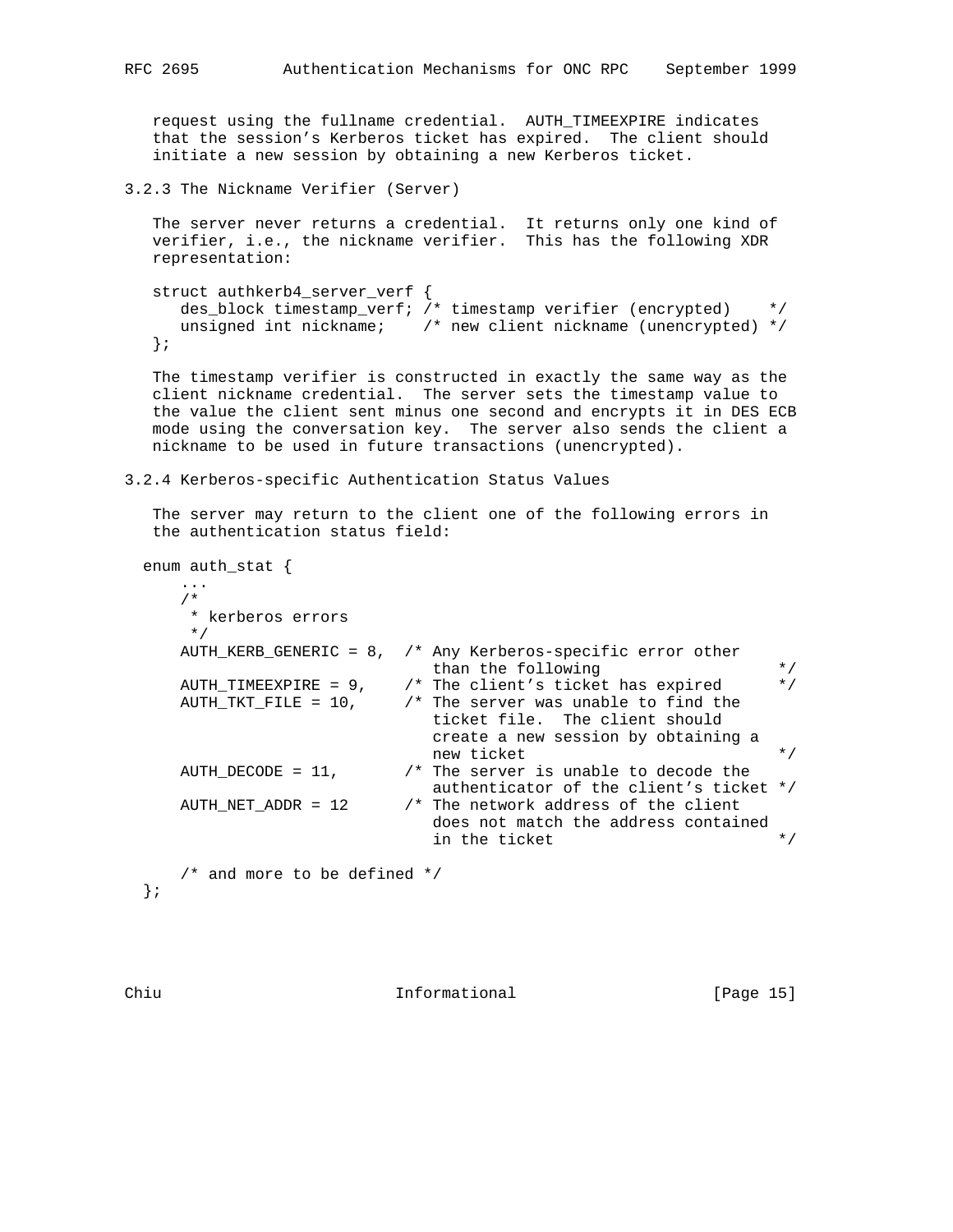request using the fullname credential. AUTH_TIMEEXPIRE indicates that the session's Kerberos ticket has expired. The client should initiate a new session by obtaining a new Kerberos ticket.

### 3.2.3 The Nickname Verifier (Server)

The server never returns a credential. It returns only one kind of verifier, i.e., the nickname verifier. This has the following XDR representation:

```
struct authkerb4_server_verf {
   des_block timestamp_verf; /* timestamp verifier (encrypted)    */
   unsigned int nickname;    /* new client nickname (unencrypted) */
};
```

The timestamp verifier is constructed in exactly the same way as the client nickname credential. The server sets the timestamp value to the value the client sent minus one second and encrypts it in DES ECB mode using the conversation key. The server also sends the client a nickname to be used in future transactions (unencrypted).

### 3.2.4 Kerberos-specific Authentication Status Values

The server may return to the client one of the following errors in the authentication status field:

```
enum auth_stat {
   ...
   /*
    * kerberos errors
    */
   AUTH_KERB_GENERIC = 8,  /* Any Kerberos-specific error other
                              than the following                  */
   AUTH_TIMEEXPIRE = 9,    /* The client's ticket has expired      */
   AUTH_TKT_FILE = 10,     /* The server was unable to find the
                              ticket file.  The client should
                              create a new session by obtaining a
                              new ticket                           */
   AUTH_DECODE = 11,       /* The server is unable to decode the
                              authenticator of the client's ticket */
   AUTH_NET_ADDR = 12      /* The network address of the client
                              does not match the address contained
                              in the ticket                        */

   /* and more to be defined */
};
```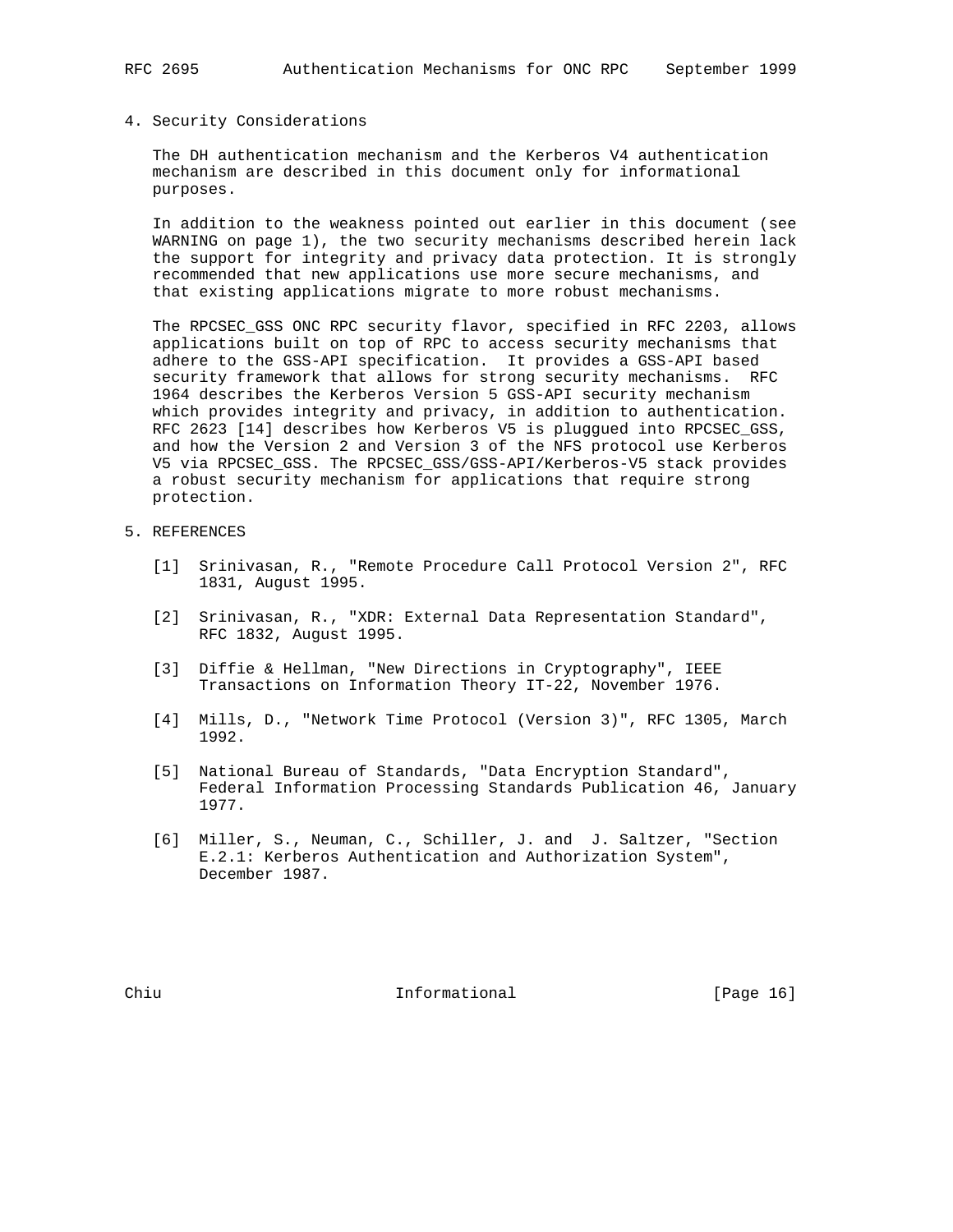## 4. Security Considerations

The DH authentication mechanism and the Kerberos V4 authentication mechanism are described in this document only for informational purposes.

In addition to the weakness pointed out earlier in this document (see WARNING on page 1), the two security mechanisms described herein lack the support for integrity and privacy data protection. It is strongly recommended that new applications use more secure mechanisms, and that existing applications migrate to more robust mechanisms.

The RPCSEC_GSS ONC RPC security flavor, specified in RFC 2203, allows applications built on top of RPC to access security mechanisms that adhere to the GSS-API specification. It provides a GSS-API based security framework that allows for strong security mechanisms. RFC 1964 describes the Kerberos Version 5 GSS-API security mechanism which provides integrity and privacy, in addition to authentication. RFC 2623 [14] describes how Kerberos V5 is pluggued into RPCSEC_GSS, and how the Version 2 and Version 3 of the NFS protocol use Kerberos V5 via RPCSEC_GSS. The RPCSEC_GSS/GSS-API/Kerberos-V5 stack provides a robust security mechanism for applications that require strong protection.

## 5. REFERENCES

[1] Srinivasan, R., "Remote Procedure Call Protocol Version 2", RFC 1831, August 1995.

[2] Srinivasan, R., "XDR: External Data Representation Standard", RFC 1832, August 1995.

[3] Diffie & Hellman, "New Directions in Cryptography", IEEE Transactions on Information Theory IT-22, November 1976.

[4] Mills, D., "Network Time Protocol (Version 3)", RFC 1305, March 1992.

[5] National Bureau of Standards, "Data Encryption Standard", Federal Information Processing Standards Publication 46, January 1977.

[6] Miller, S., Neuman, C., Schiller, J. and J. Saltzer, "Section E.2.1: Kerberos Authentication and Authorization System", December 1987.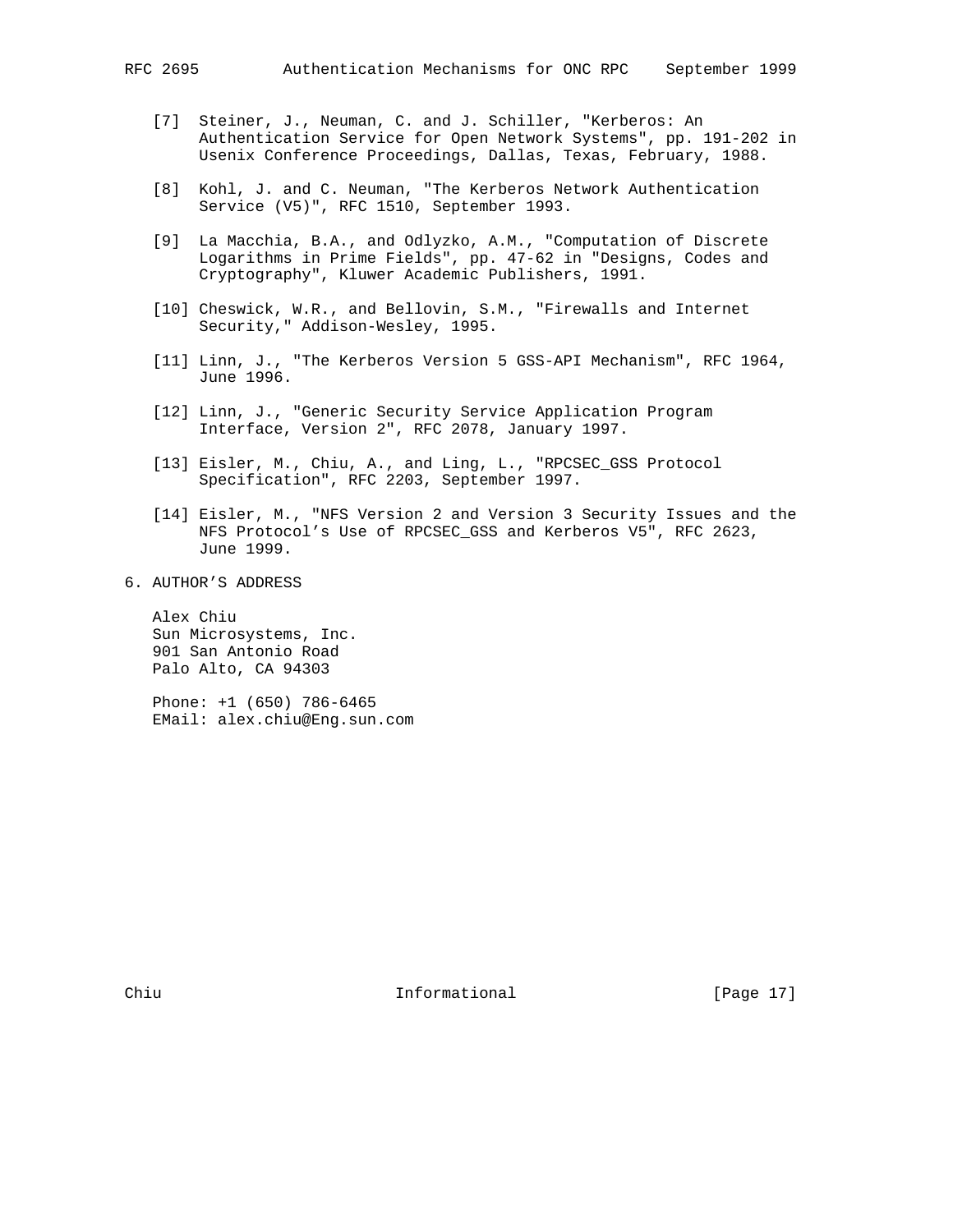[7] Steiner, J., Neuman, C. and J. Schiller, "Kerberos: An Authentication Service for Open Network Systems", pp. 191-202 in Usenix Conference Proceedings, Dallas, Texas, February, 1988.

[8] Kohl, J. and C. Neuman, "The Kerberos Network Authentication Service (V5)", RFC 1510, September 1993.

[9] La Macchia, B.A., and Odlyzko, A.M., "Computation of Discrete Logarithms in Prime Fields", pp. 47-62 in "Designs, Codes and Cryptography", Kluwer Academic Publishers, 1991.

[10] Cheswick, W.R., and Bellovin, S.M., "Firewalls and Internet Security," Addison-Wesley, 1995.

[11] Linn, J., "The Kerberos Version 5 GSS-API Mechanism", RFC 1964, June 1996.

[12] Linn, J., "Generic Security Service Application Program Interface, Version 2", RFC 2078, January 1997.

[13] Eisler, M., Chiu, A., and Ling, L., "RPCSEC_GSS Protocol Specification", RFC 2203, September 1997.

[14] Eisler, M., "NFS Version 2 and Version 3 Security Issues and the NFS Protocol's Use of RPCSEC_GSS and Kerberos V5", RFC 2623, June 1999.

## 6. AUTHOR'S ADDRESS

Alex Chiu
Sun Microsystems, Inc.
901 San Antonio Road
Palo Alto, CA 94303

Phone: +1 (650) 786-6465
EMail: alex.chiu@Eng.sun.com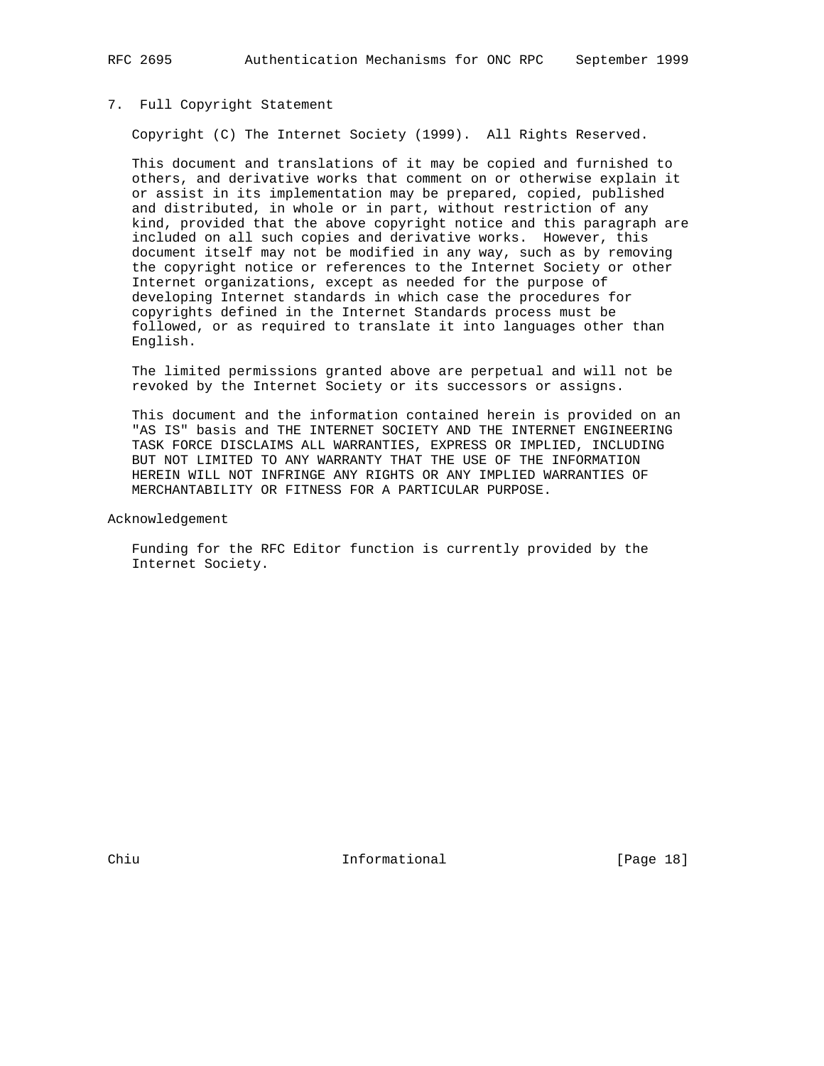## 7. Full Copyright Statement

Copyright (C) The Internet Society (1999). All Rights Reserved.

This document and translations of it may be copied and furnished to others, and derivative works that comment on or otherwise explain it or assist in its implementation may be prepared, copied, published and distributed, in whole or in part, without restriction of any kind, provided that the above copyright notice and this paragraph are included on all such copies and derivative works. However, this document itself may not be modified in any way, such as by removing the copyright notice or references to the Internet Society or other Internet organizations, except as needed for the purpose of developing Internet standards in which case the procedures for copyrights defined in the Internet Standards process must be followed, or as required to translate it into languages other than English.

The limited permissions granted above are perpetual and will not be revoked by the Internet Society or its successors or assigns.

This document and the information contained herein is provided on an "AS IS" basis and THE INTERNET SOCIETY AND THE INTERNET ENGINEERING TASK FORCE DISCLAIMS ALL WARRANTIES, EXPRESS OR IMPLIED, INCLUDING BUT NOT LIMITED TO ANY WARRANTY THAT THE USE OF THE INFORMATION HEREIN WILL NOT INFRINGE ANY RIGHTS OR ANY IMPLIED WARRANTIES OF MERCHANTABILITY OR FITNESS FOR A PARTICULAR PURPOSE.

## Acknowledgement

Funding for the RFC Editor function is currently provided by the Internet Society.